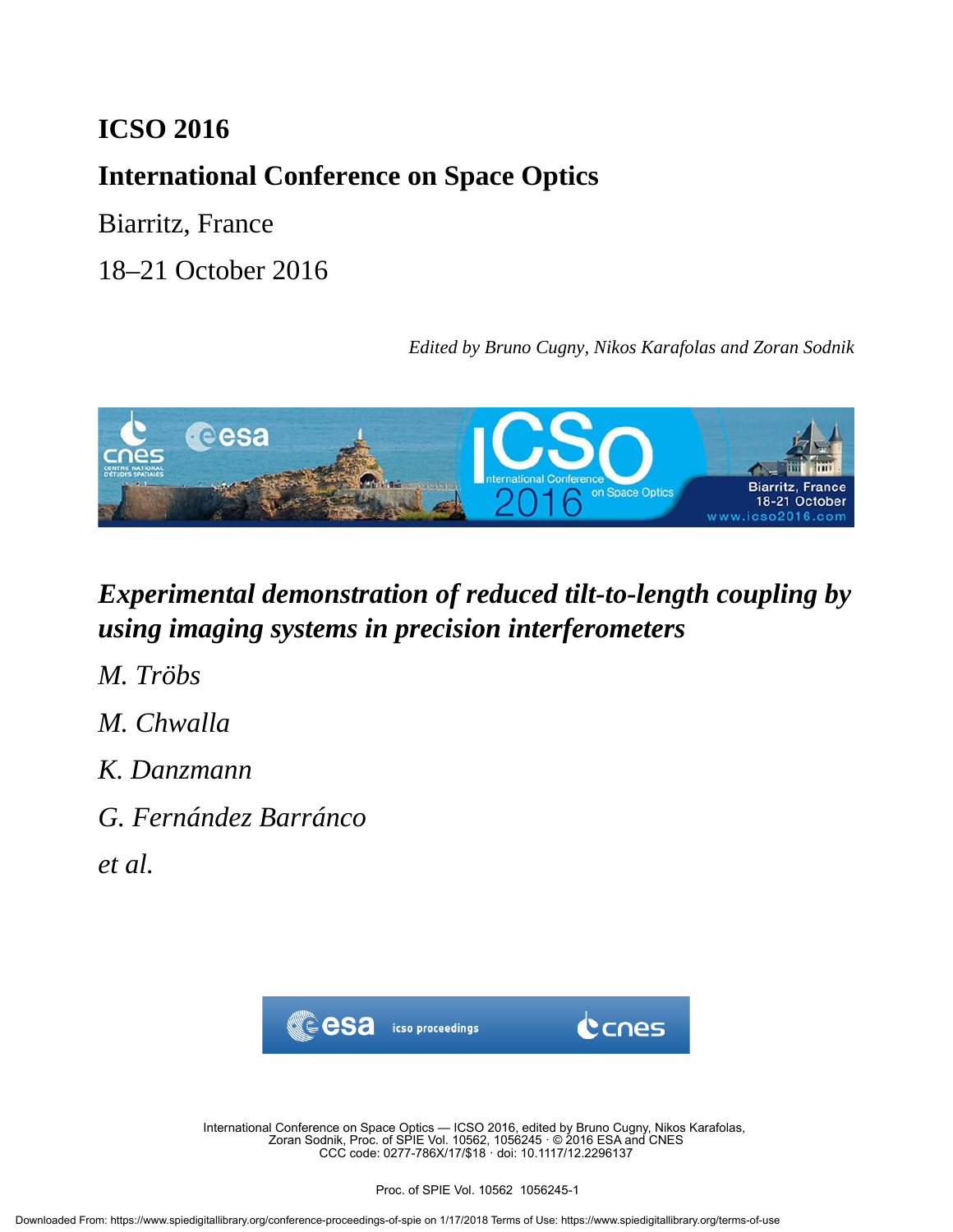# ICSO 2016

## International Conference on Space Optics

Biarritz, France

18–21 October 2016

*Edited by Bruno Cugny, Nikos Karafolas and Zoran Sodnik*

## *Experimental demonstration of reduced tilt-to-length coupling by using imaging systems in precision interferometers*

*M. Tröbs*

*M. Chwalla*

*K. Danzmann*

*G. Fernández Barránco*

*et al.*

International Conference on Space Optics — ICSO 2016, edited by Bruno Cugny, Nikos Karafolas, Zoran Sodnik, Proc. of SPIE Vol. 10562, 1056245 · © 2016 ESA and CNES
CCC code: 0277-786X/17/$18 · doi: 10.1117/12.2296137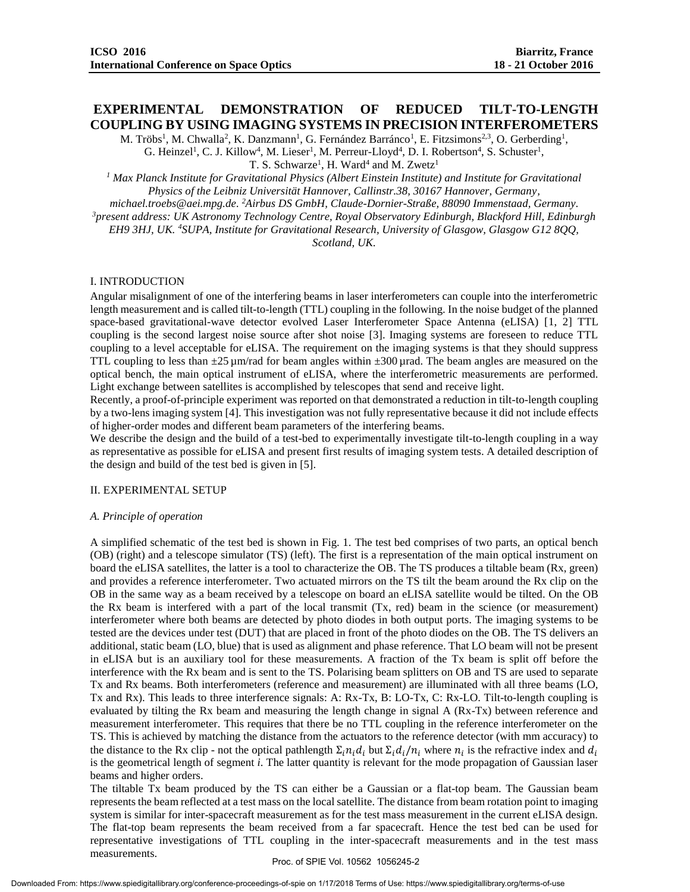# EXPERIMENTAL DEMONSTRATION OF REDUCED TILT-TO-LENGTH COUPLING BY USING IMAGING SYSTEMS IN PRECISION INTERFEROMETERS

M. Tröbs[1], M. Chwalla[2], K. Danzmann[1], G. Fernández Barránco[1], E. Fitzsimons[2,3], O. Gerberding[1], G. Heinzel[1], C. J. Killow[4], M. Lieser[1], M. Perreur-Lloyd[4], D. I. Robertson[4], S. Schuster[1], T. S. Schwarze[1], H. Ward[4] and M. Zwetz[1]

*[1] Max Planck Institute for Gravitational Physics (Albert Einstein Institute) and Institute for Gravitational Physics of the Leibniz Universität Hannover, Callinstr.38, 30167 Hannover, Germany, michael.troebs@aei.mpg.de. [2]Airbus DS GmbH, Claude-Dornier-Straße, 88090 Immenstaad, Germany. [3]present address: UK Astronomy Technology Centre, Royal Observatory Edinburgh, Blackford Hill, Edinburgh EH9 3HJ, UK. [4]SUPA, Institute for Gravitational Research, University of Glasgow, Glasgow G12 8QQ, Scotland, UK.*

## I. INTRODUCTION

Angular misalignment of one of the interfering beams in laser interferometers can couple into the interferometric length measurement and is called tilt-to-length (TTL) coupling in the following. In the noise budget of the planned space-based gravitational-wave detector evolved Laser Interferometer Space Antenna (eLISA) [1, 2] TTL coupling is the second largest noise source after shot noise [3]. Imaging systems are foreseen to reduce TTL coupling to a level acceptable for eLISA. The requirement on the imaging systems is that they should suppress TTL coupling to less than ±25 µm/rad for beam angles within ±300 µrad. The beam angles are measured on the optical bench, the main optical instrument of eLISA, where the interferometric measurements are performed. Light exchange between satellites is accomplished by telescopes that send and receive light.

Recently, a proof-of-principle experiment was reported on that demonstrated a reduction in tilt-to-length coupling by a two-lens imaging system [4]. This investigation was not fully representative because it did not include effects of higher-order modes and different beam parameters of the interfering beams.

We describe the design and the build of a test-bed to experimentally investigate tilt-to-length coupling in a way as representative as possible for eLISA and present first results of imaging system tests. A detailed description of the design and build of the test bed is given in [5].

## II. EXPERIMENTAL SETUP

### *A. Principle of operation*

A simplified schematic of the test bed is shown in Fig. 1. The test bed comprises of two parts, an optical bench (OB) (right) and a telescope simulator (TS) (left). The first is a representation of the main optical instrument on board the eLISA satellites, the latter is a tool to characterize the OB. The TS produces a tiltable beam (Rx, green) and provides a reference interferometer. Two actuated mirrors on the TS tilt the beam around the Rx clip on the OB in the same way as a beam received by a telescope on board an eLISA satellite would be tilted. On the OB the Rx beam is interfered with a part of the local transmit (Tx, red) beam in the science (or measurement) interferometer where both beams are detected by photo diodes in both output ports. The imaging systems to be tested are the devices under test (DUT) that are placed in front of the photo diodes on the OB. The TS delivers an additional, static beam (LO, blue) that is used as alignment and phase reference. That LO beam will not be present in eLISA but is an auxiliary tool for these measurements. A fraction of the Tx beam is split off before the interference with the Rx beam and is sent to the TS. Polarising beam splitters on OB and TS are used to separate Tx and Rx beams. Both interferometers (reference and measurement) are illuminated with all three beams (LO, Tx and Rx). This leads to three interference signals: A: Rx-Tx, B: LO-Tx, C: Rx-LO. Tilt-to-length coupling is evaluated by tilting the Rx beam and measuring the length change in signal A (Rx-Tx) between reference and measurement interferometer. This requires that there be no TTL coupling in the reference interferometer on the TS. This is achieved by matching the distance from the actuators to the reference detector (with mm accuracy) to the distance to the Rx clip - not the optical pathlength $\Sigma_i n_i d_i$ but $\Sigma_i d_i / n_i$ where $n_i$ is the refractive index and $d_i$ is the geometrical length of segment *i*. The latter quantity is relevant for the mode propagation of Gaussian laser beams and higher orders.

The tiltable Tx beam produced by the TS can either be a Gaussian or a flat-top beam. The Gaussian beam represents the beam reflected at a test mass on the local satellite. The distance from beam rotation point to imaging system is similar for inter-spacecraft measurement as for the test mass measurement in the current eLISA design. The flat-top beam represents the beam received from a far spacecraft. Hence the test bed can be used for representative investigations of TTL coupling in the inter-spacecraft measurements and in the test mass measurements.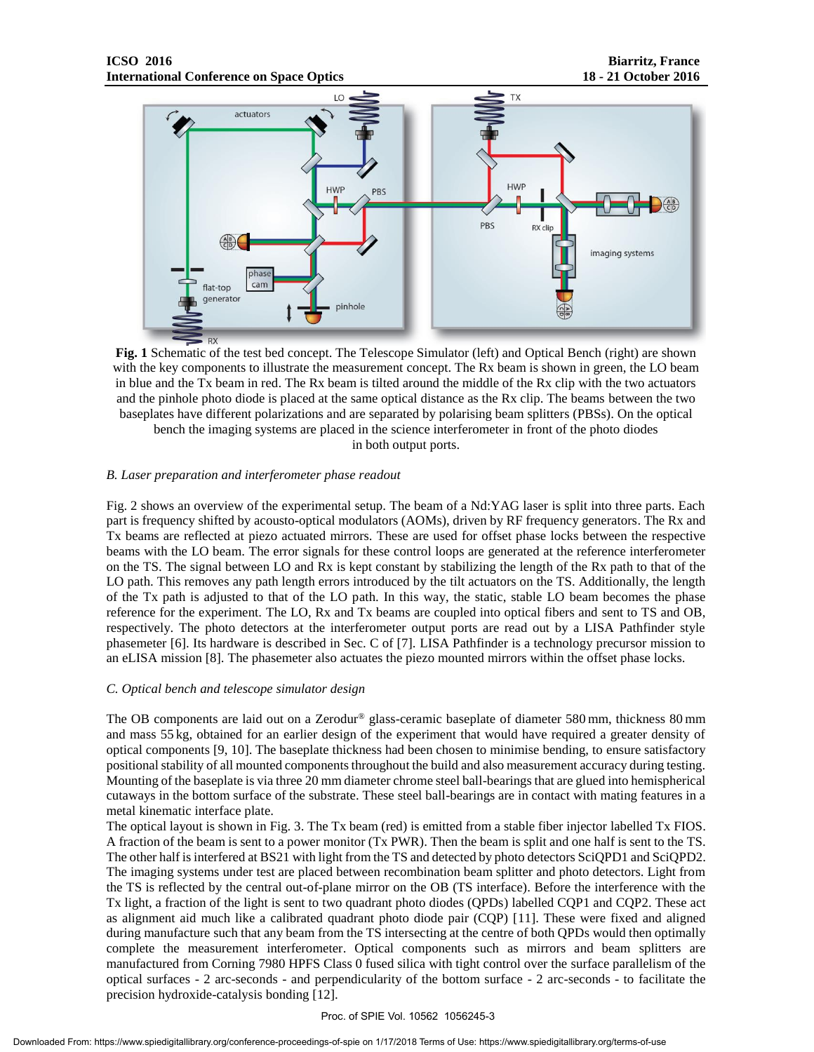**Fig. 1** Schematic of the test bed concept. The Telescope Simulator (left) and Optical Bench (right) are shown with the key components to illustrate the measurement concept. The Rx beam is shown in green, the LO beam in blue and the Tx beam in red. The Rx beam is tilted around the middle of the Rx clip with the two actuators and the pinhole photo diode is placed at the same optical distance as the Rx clip. The beams between the two baseplates have different polarizations and are separated by polarising beam splitters (PBSs). On the optical bench the imaging systems are placed in the science interferometer in front of the photo diodes in both output ports.

### *B. Laser preparation and interferometer phase readout*

Fig. 2 shows an overview of the experimental setup. The beam of a Nd:YAG laser is split into three parts. Each part is frequency shifted by acousto-optical modulators (AOMs), driven by RF frequency generators. The Rx and Tx beams are reflected at piezo actuated mirrors. These are used for offset phase locks between the respective beams with the LO beam. The error signals for these control loops are generated at the reference interferometer on the TS. The signal between LO and Rx is kept constant by stabilizing the length of the Rx path to that of the LO path. This removes any path length errors introduced by the tilt actuators on the TS. Additionally, the length of the Tx path is adjusted to that of the LO path. In this way, the static, stable LO beam becomes the phase reference for the experiment. The LO, Rx and Tx beams are coupled into optical fibers and sent to TS and OB, respectively. The photo detectors at the interferometer output ports are read out by a LISA Pathfinder style phasemeter [6]. Its hardware is described in Sec. C of [7]. LISA Pathfinder is a technology precursor mission to an eLISA mission [8]. The phasemeter also actuates the piezo mounted mirrors within the offset phase locks.

### *C. Optical bench and telescope simulator design*

The OB components are laid out on a Zerodur® glass-ceramic baseplate of diameter 580 mm, thickness 80 mm and mass 55 kg, obtained for an earlier design of the experiment that would have required a greater density of optical components [9, 10]. The baseplate thickness had been chosen to minimise bending, to ensure satisfactory positional stability of all mounted components throughout the build and also measurement accuracy during testing. Mounting of the baseplate is via three 20 mm diameter chrome steel ball-bearings that are glued into hemispherical cutaways in the bottom surface of the substrate. These steel ball-bearings are in contact with mating features in a metal kinematic interface plate.

The optical layout is shown in Fig. 3. The Tx beam (red) is emitted from a stable fiber injector labelled Tx FIOS. A fraction of the beam is sent to a power monitor (Tx PWR). Then the beam is split and one half is sent to the TS. The other half is interfered at BS21 with light from the TS and detected by photo detectors SciQPD1 and SciQPD2. The imaging systems under test are placed between recombination beam splitter and photo detectors. Light from the TS is reflected by the central out-of-plane mirror on the OB (TS interface). Before the interference with the Tx light, a fraction of the light is sent to two quadrant photo diodes (QPDs) labelled CQP1 and CQP2. These act as alignment aid much like a calibrated quadrant photo diode pair (CQP) [11]. These were fixed and aligned during manufacture such that any beam from the TS intersecting at the centre of both QPDs would then optimally complete the measurement interferometer. Optical components such as mirrors and beam splitters are manufactured from Corning 7980 HPFS Class 0 fused silica with tight control over the surface parallelism of the optical surfaces - 2 arc-seconds - and perpendicularity of the bottom surface - 2 arc-seconds - to facilitate the precision hydroxide-catalysis bonding [12].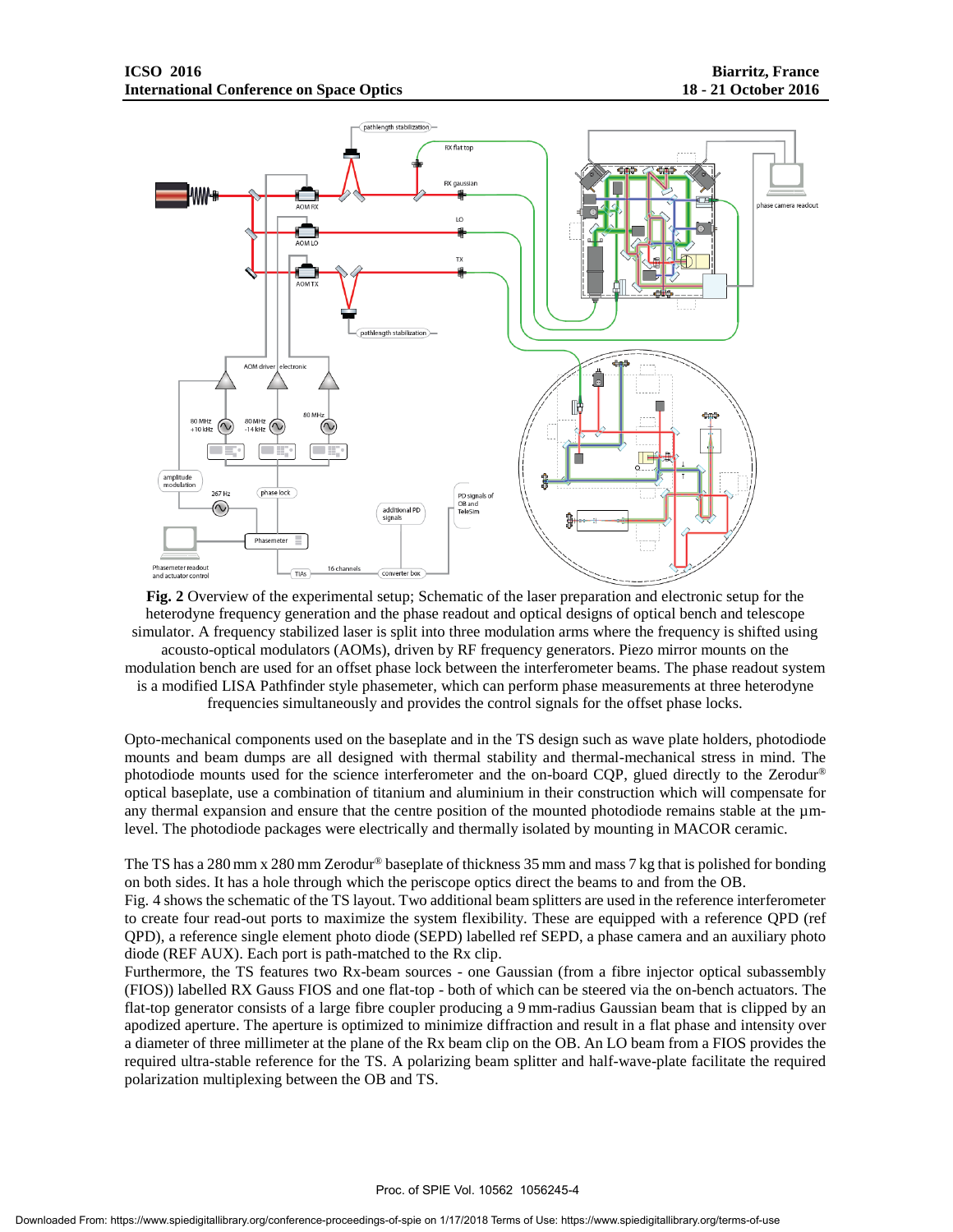**Fig. 2** Overview of the experimental setup; Schematic of the laser preparation and electronic setup for the heterodyne frequency generation and the phase readout and optical designs of optical bench and telescope simulator. A frequency stabilized laser is split into three modulation arms where the frequency is shifted using acousto-optical modulators (AOMs), driven by RF frequency generators. Piezo mirror mounts on the modulation bench are used for an offset phase lock between the interferometer beams. The phase readout system is a modified LISA Pathfinder style phasemeter, which can perform phase measurements at three heterodyne frequencies simultaneously and provides the control signals for the offset phase locks.

Opto-mechanical components used on the baseplate and in the TS design such as wave plate holders, photodiode mounts and beam dumps are all designed with thermal stability and thermal-mechanical stress in mind. The photodiode mounts used for the science interferometer and the on-board CQP, glued directly to the Zerodur® optical baseplate, use a combination of titanium and aluminium in their construction which will compensate for any thermal expansion and ensure that the centre position of the mounted photodiode remains stable at the µm-level. The photodiode packages were electrically and thermally isolated by mounting in MACOR ceramic.

The TS has a 280 mm x 280 mm Zerodur® baseplate of thickness 35 mm and mass 7 kg that is polished for bonding on both sides. It has a hole through which the periscope optics direct the beams to and from the OB.
Fig. 4 shows the schematic of the TS layout. Two additional beam splitters are used in the reference interferometer to create four read-out ports to maximize the system flexibility. These are equipped with a reference QPD (ref QPD), a reference single element photo diode (SEPD) labelled ref SEPD, a phase camera and an auxiliary photo diode (REF AUX). Each port is path-matched to the Rx clip.
Furthermore, the TS features two Rx-beam sources - one Gaussian (from a fibre injector optical subassembly (FIOS)) labelled RX Gauss FIOS and one flat-top - both of which can be steered via the on-bench actuators. The flat-top generator consists of a large fibre coupler producing a 9 mm-radius Gaussian beam that is clipped by an apodized aperture. The aperture is optimized to minimize diffraction and result in a flat phase and intensity over a diameter of three millimeter at the plane of the Rx beam clip on the OB. An LO beam from a FIOS provides the required ultra-stable reference for the TS. A polarizing beam splitter and half-wave-plate facilitate the required polarization multiplexing between the OB and TS.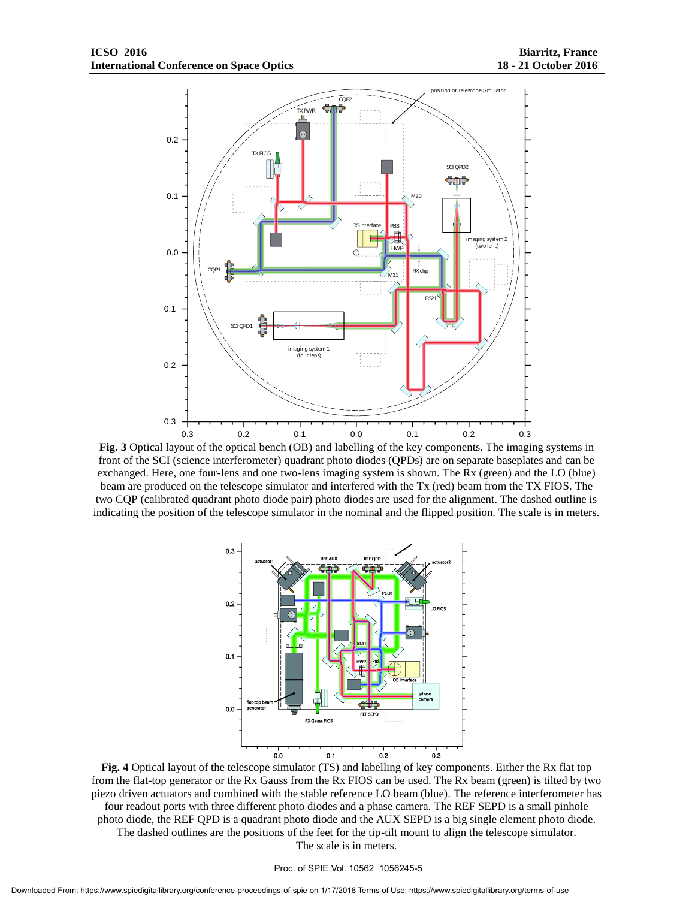**Fig. 3** Optical layout of the optical bench (OB) and labelling of the key components. The imaging systems in front of the SCI (science interferometer) quadrant photo diodes (QPDs) are on separate baseplates and can be exchanged. Here, one four-lens and one two-lens imaging system is shown. The Rx (green) and the LO (blue) beam are produced on the telescope simulator and interfered with the Tx (red) beam from the TX FIOS. The two CQP (calibrated quadrant photo diode pair) photo diodes are used for the alignment. The dashed outline is indicating the position of the telescope simulator in the nominal and the flipped position. The scale is in meters.

**Fig. 4** Optical layout of the telescope simulator (TS) and labelling of key components. Either the Rx flat top from the flat-top generator or the Rx Gauss from the Rx FIOS can be used. The Rx beam (green) is tilted by two piezo driven actuators and combined with the stable reference LO beam (blue). The reference interferometer has four readout ports with three different photo diodes and a phase camera. The REF SEPD is a small pinhole photo diode, the REF QPD is a quadrant photo diode and the AUX SEPD is a big single element photo diode. The dashed outlines are the positions of the feet for the tip-tilt mount to align the telescope simulator. The scale is in meters.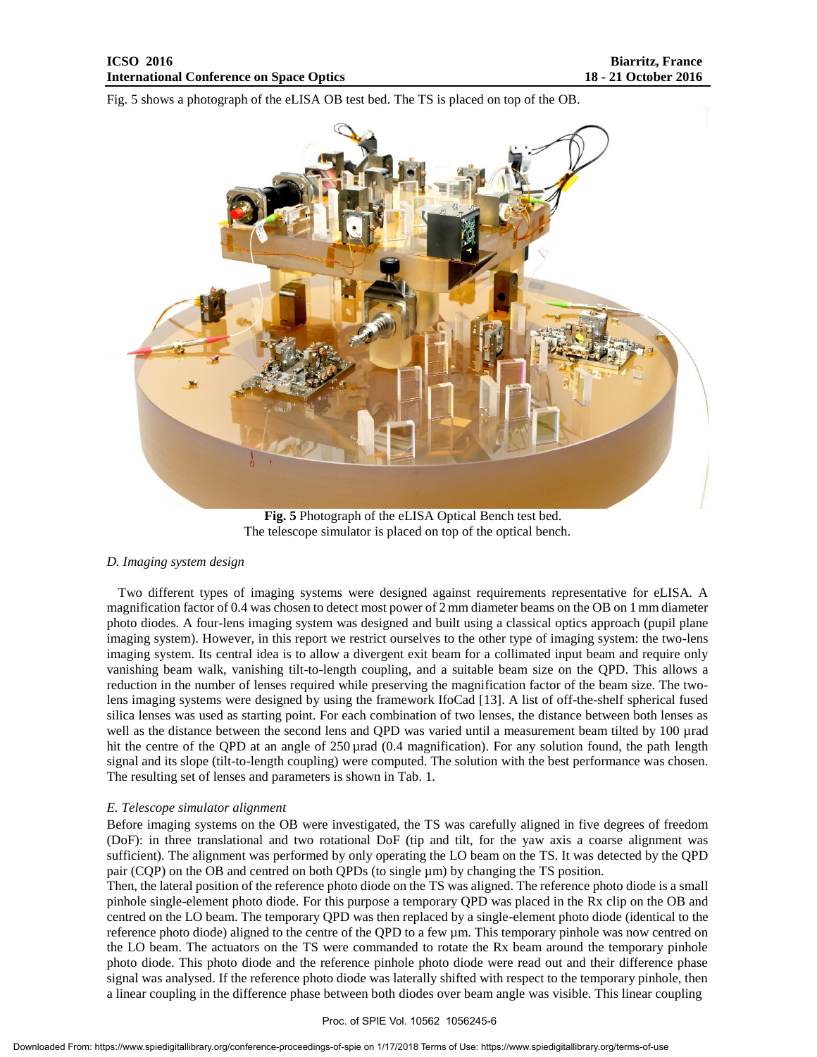Fig. 5 shows a photograph of the eLISA OB test bed. The TS is placed on top of the OB.

**Fig. 5** Photograph of the eLISA Optical Bench test bed.
The telescope simulator is placed on top of the optical bench.

### *D. Imaging system design*

Two different types of imaging systems were designed against requirements representative for eLISA. A magnification factor of 0.4 was chosen to detect most power of 2 mm diameter beams on the OB on 1 mm diameter photo diodes. A four-lens imaging system was designed and built using a classical optics approach (pupil plane imaging system). However, in this report we restrict ourselves to the other type of imaging system: the two-lens imaging system. Its central idea is to allow a divergent exit beam for a collimated input beam and require only vanishing beam walk, vanishing tilt-to-length coupling, and a suitable beam size on the QPD. This allows a reduction in the number of lenses required while preserving the magnification factor of the beam size. The two-lens imaging systems were designed by using the framework IfoCad [13]. A list of off-the-shelf spherical fused silica lenses was used as starting point. For each combination of two lenses, the distance between both lenses as well as the distance between the second lens and QPD was varied until a measurement beam tilted by 100 µrad hit the centre of the QPD at an angle of 250 µrad (0.4 magnification). For any solution found, the path length signal and its slope (tilt-to-length coupling) were computed. The solution with the best performance was chosen. The resulting set of lenses and parameters is shown in Tab. 1.

### *E. Telescope simulator alignment*

Before imaging systems on the OB were investigated, the TS was carefully aligned in five degrees of freedom (DoF): in three translational and two rotational DoF (tip and tilt, for the yaw axis a coarse alignment was sufficient). The alignment was performed by only operating the LO beam on the TS. It was detected by the QPD pair (CQP) on the OB and centred on both QPDs (to single µm) by changing the TS position.

Then, the lateral position of the reference photo diode on the TS was aligned. The reference photo diode is a small pinhole single-element photo diode. For this purpose a temporary QPD was placed in the Rx clip on the OB and centred on the LO beam. The temporary QPD was then replaced by a single-element photo diode (identical to the reference photo diode) aligned to the centre of the QPD to a few µm. This temporary pinhole was now centred on the LO beam. The actuators on the TS were commanded to rotate the Rx beam around the temporary pinhole photo diode. This photo diode and the reference pinhole photo diode were read out and their difference phase signal was analysed. If the reference photo diode was laterally shifted with respect to the temporary pinhole, then a linear coupling in the difference phase between both diodes over beam angle was visible. This linear coupling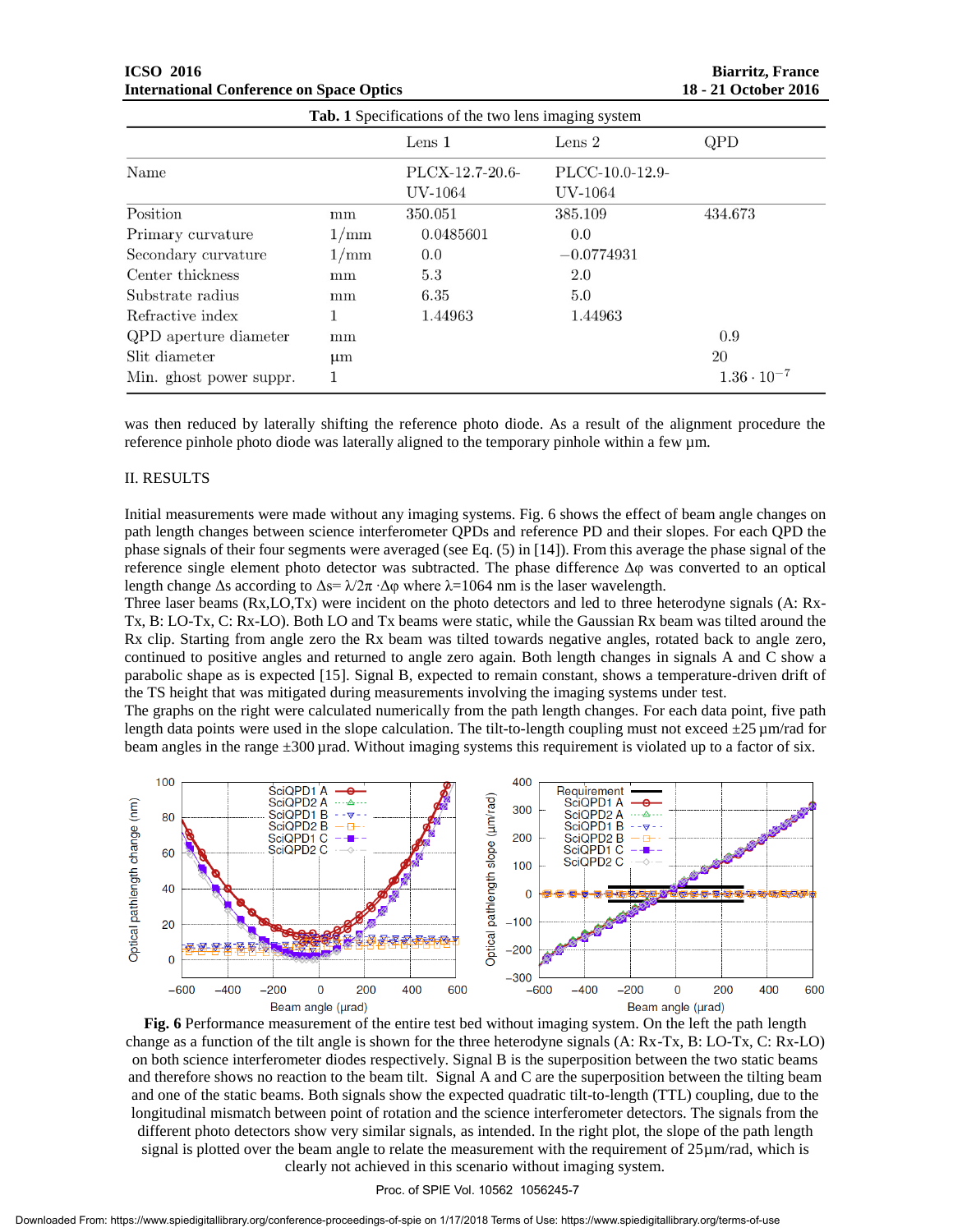**Tab. 1** Specifications of the two lens imaging system

| | | Lens 1 | Lens 2 | QPD |
|---|---|---|---|---|
| Name | | PLCX-12.7-20.6-UV-1064 | PLCC-10.0-12.9-UV-1064 | |
| Position | mm | 350.051 | 385.109 | 434.673 |
| Primary curvature | 1/mm | 0.0485601 | 0.0 | |
| Secondary curvature | 1/mm | 0.0 | −0.0774931 | |
| Center thickness | mm | 5.3 | 2.0 | |
| Substrate radius | mm | 6.35 | 5.0 | |
| Refractive index | 1 | 1.44963 | 1.44963 | |
| QPD aperture diameter | mm | | | 0.9 |
| Slit diameter | µm | | | 20 |
| Min. ghost power suppr. | 1 | | | $1.36 \cdot 10^{-7}$ |

was then reduced by laterally shifting the reference photo diode. As a result of the alignment procedure the reference pinhole photo diode was laterally aligned to the temporary pinhole within a few µm.

## II. RESULTS

Initial measurements were made without any imaging systems. Fig. 6 shows the effect of beam angle changes on path length changes between science interferometer QPDs and reference PD and their slopes. For each QPD the phase signals of their four segments were averaged (see Eq. (5) in [14]). From this average the phase signal of the reference single element photo detector was subtracted. The phase difference $\Delta\varphi$ was converted to an optical length change $\Delta s$ according to $\Delta s = \lambda/2\pi \cdot \Delta\varphi$ where $\lambda$=1064 nm is the laser wavelength.

Three laser beams (Rx,LO,Tx) were incident on the photo detectors and led to three heterodyne signals (A: Rx-Tx, B: LO-Tx, C: Rx-LO). Both LO and Tx beams were static, while the Gaussian Rx beam was tilted around the Rx clip. Starting from angle zero the Rx beam was tilted towards negative angles, rotated back to angle zero, continued to positive angles and returned to angle zero again. Both length changes in signals A and C show a parabolic shape as is expected [15]. Signal B, expected to remain constant, shows a temperature-driven drift of the TS height that was mitigated during measurements involving the imaging systems under test.

The graphs on the right were calculated numerically from the path length changes. For each data point, five path length data points were used in the slope calculation. The tilt-to-length coupling must not exceed ±25 µm/rad for beam angles in the range ±300 µrad. Without imaging systems this requirement is violated up to a factor of six.

**Fig. 6** Performance measurement of the entire test bed without imaging system. On the left the path length change as a function of the tilt angle is shown for the three heterodyne signals (A: Rx-Tx, B: LO-Tx, C: Rx-LO) on both science interferometer diodes respectively. Signal B is the superposition between the two static beams and therefore shows no reaction to the beam tilt. Signal A and C are the superposition between the tilting beam and one of the static beams. Both signals show the expected quadratic tilt-to-length (TTL) coupling, due to the longitudinal mismatch between point of rotation and the science interferometer detectors. The signals from the different photo detectors show very similar signals, as intended. In the right plot, the slope of the path length signal is plotted over the beam angle to relate the measurement with the requirement of 25µm/rad, which is clearly not achieved in this scenario without imaging system.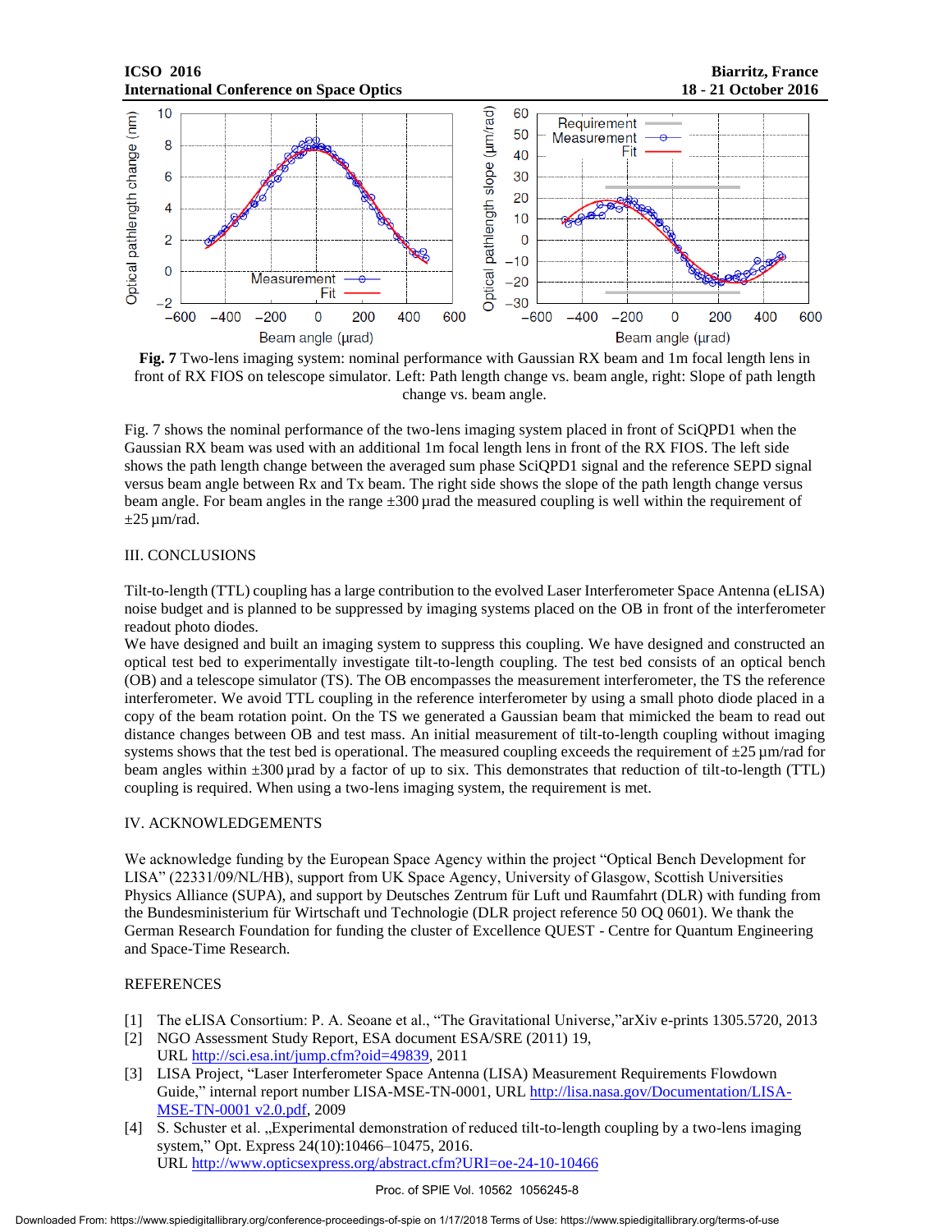**Fig. 7** Two-lens imaging system: nominal performance with Gaussian RX beam and 1m focal length lens in front of RX FIOS on telescope simulator. Left: Path length change vs. beam angle, right: Slope of path length change vs. beam angle.

Fig. 7 shows the nominal performance of the two-lens imaging system placed in front of SciQPD1 when the Gaussian RX beam was used with an additional 1m focal length lens in front of the RX FIOS. The left side shows the path length change between the averaged sum phase SciQPD1 signal and the reference SEPD signal versus beam angle between Rx and Tx beam. The right side shows the slope of the path length change versus beam angle. For beam angles in the range ±300 µrad the measured coupling is well within the requirement of ±25 µm/rad.

## III. CONCLUSIONS

Tilt-to-length (TTL) coupling has a large contribution to the evolved Laser Interferometer Space Antenna (eLISA) noise budget and is planned to be suppressed by imaging systems placed on the OB in front of the interferometer readout photo diodes.
We have designed and built an imaging system to suppress this coupling. We have designed and constructed an optical test bed to experimentally investigate tilt-to-length coupling. The test bed consists of an optical bench (OB) and a telescope simulator (TS). The OB encompasses the measurement interferometer, the TS the reference interferometer. We avoid TTL coupling in the reference interferometer by using a small photo diode placed in a copy of the beam rotation point. On the TS we generated a Gaussian beam that mimicked the beam to read out distance changes between OB and test mass. An initial measurement of tilt-to-length coupling without imaging systems shows that the test bed is operational. The measured coupling exceeds the requirement of ±25 µm/rad for beam angles within ±300 µrad by a factor of up to six. This demonstrates that reduction of tilt-to-length (TTL) coupling is required. When using a two-lens imaging system, the requirement is met.

## IV. ACKNOWLEDGEMENTS

We acknowledge funding by the European Space Agency within the project "Optical Bench Development for LISA" (22331/09/NL/HB), support from UK Space Agency, University of Glasgow, Scottish Universities Physics Alliance (SUPA), and support by Deutsches Zentrum für Luft und Raumfahrt (DLR) with funding from the Bundesministerium für Wirtschaft und Technologie (DLR project reference 50 OQ 0601). We thank the German Research Foundation for funding the cluster of Excellence QUEST - Centre for Quantum Engineering and Space-Time Research.

## REFERENCES

[1] The eLISA Consortium: P. A. Seoane et al., "The Gravitational Universe,"arXiv e-prints 1305.5720, 2013

[2] NGO Assessment Study Report, ESA document ESA/SRE (2011) 19, URL http://sci.esa.int/jump.cfm?oid=49839, 2011

[3] LISA Project, "Laser Interferometer Space Antenna (LISA) Measurement Requirements Flowdown Guide," internal report number LISA-MSE-TN-0001, URL http://lisa.nasa.gov/Documentation/LISA-MSE-TN-0001 v2.0.pdf, 2009

[4] S. Schuster et al. „Experimental demonstration of reduced tilt-to-length coupling by a two-lens imaging system," Opt. Express 24(10):10466–10475, 2016. URL http://www.opticsexpress.org/abstract.cfm?URI=oe-24-10-10466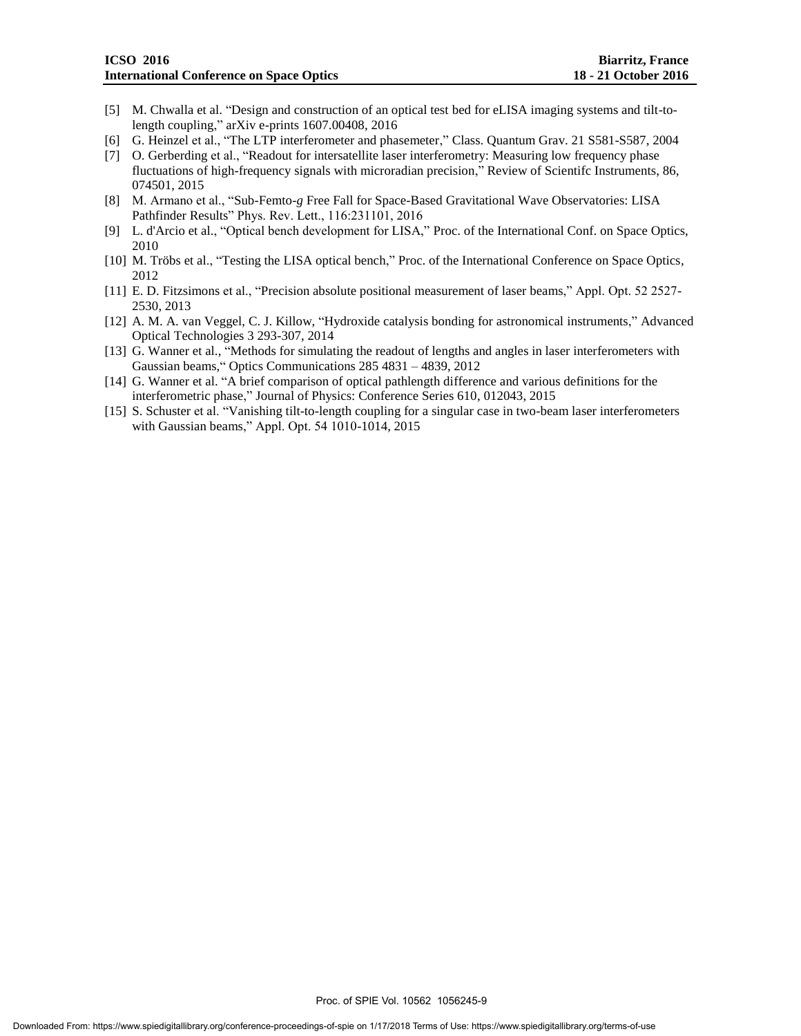[5] M. Chwalla et al. “Design and construction of an optical test bed for eLISA imaging systems and tilt-to-length coupling,” arXiv e-prints 1607.00408, 2016

[6] G. Heinzel et al., “The LTP interferometer and phasemeter,” Class. Quantum Grav. 21 S581-S587, 2004

[7] O. Gerberding et al., “Readout for intersatellite laser interferometry: Measuring low frequency phase fluctuations of high-frequency signals with microradian precision,” Review of Scientifc Instruments, 86, 074501, 2015

[8] M. Armano et al., “Sub-Femto-*g* Free Fall for Space-Based Gravitational Wave Observatories: LISA Pathfinder Results” Phys. Rev. Lett., 116:231101, 2016

[9] L. d'Arcio et al., “Optical bench development for LISA,” Proc. of the International Conf. on Space Optics, 2010

[10] M. Tröbs et al., “Testing the LISA optical bench,” Proc. of the International Conference on Space Optics, 2012

[11] E. D. Fitzsimons et al., “Precision absolute positional measurement of laser beams,” Appl. Opt. 52 2527-2530, 2013

[12] A. M. A. van Veggel, C. J. Killow, “Hydroxide catalysis bonding for astronomical instruments,” Advanced Optical Technologies 3 293-307, 2014

[13] G. Wanner et al., “Methods for simulating the readout of lengths and angles in laser interferometers with Gaussian beams,“ Optics Communications 285 4831 – 4839, 2012

[14] G. Wanner et al. “A brief comparison of optical pathlength difference and various definitions for the interferometric phase,” Journal of Physics: Conference Series 610, 012043, 2015

[15] S. Schuster et al. “Vanishing tilt-to-length coupling for a singular case in two-beam laser interferometers with Gaussian beams,” Appl. Opt. 54 1010-1014, 2015